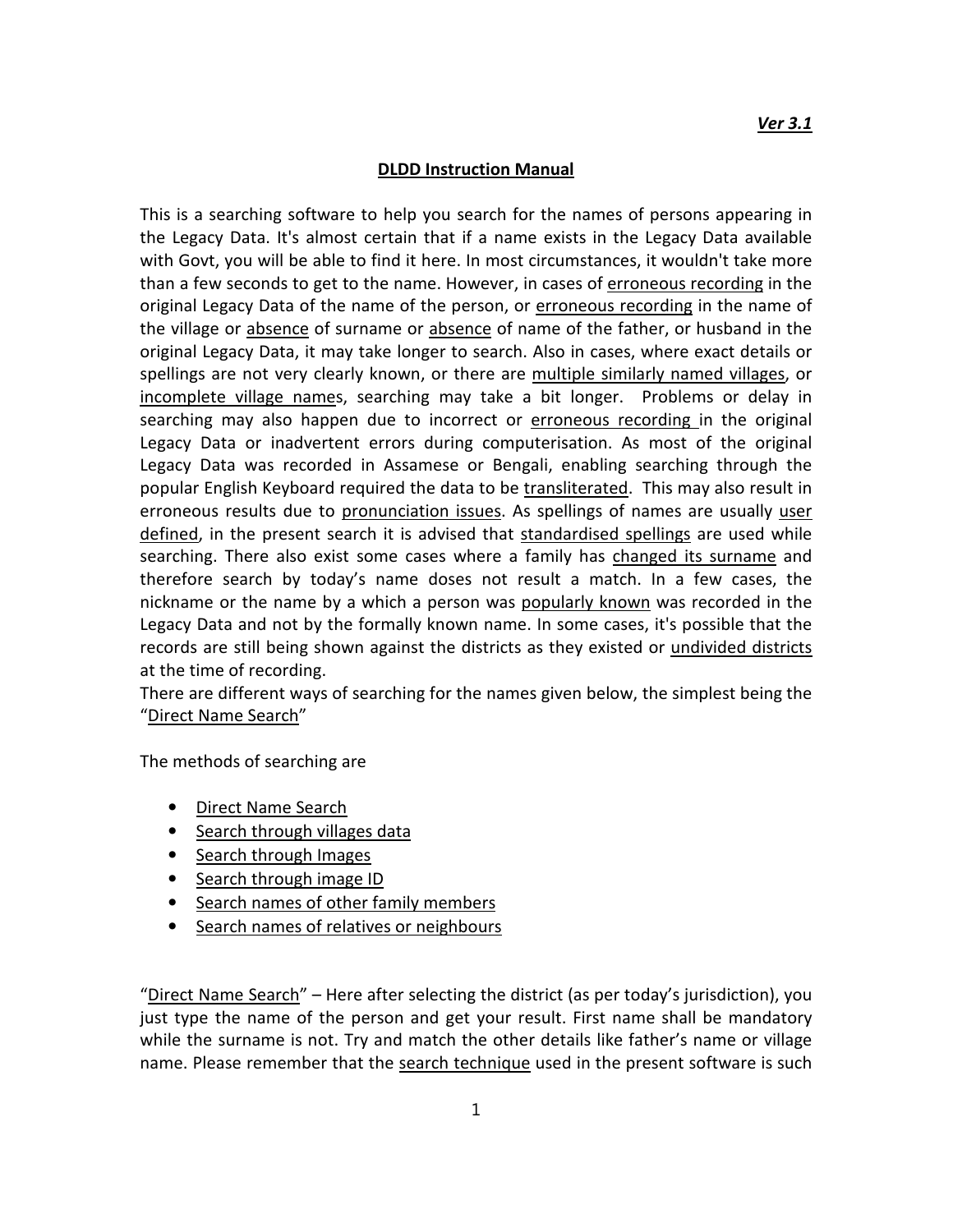*Ver 3.1*

## DLDD Instruction Manual

This is a searching software to help you search for the names of persons appearing in the Legacy Data. It's almost certain that if a name exists in the Legacy Data available with Govt, you will be able to find it here. In most circumstances, it wouldn't take more than a few seconds to get to the name. However, in cases of erroneous recording in the original Legacy Data of the name of the person, or erroneous recording in the name of the village or absence of surname or absence of name of the father, or husband in the original Legacy Data, it may take longer to search. Also in cases, where exact details or spellings are not very clearly known, or there are multiple similarly named villages, or incomplete village names, searching may take a bit longer. Problems or delay in searching may also happen due to incorrect or erroneous recording in the original Legacy Data or inadvertent errors during computerisation. As most of the original Legacy Data was recorded in Assamese or Bengali, enabling searching through the popular English Keyboard required the data to be transliterated. This may also result in erroneous results due to pronunciation issues. As spellings of names are usually user defined, in the present search it is advised that standardised spellings are used while searching. There also exist some cases where a family has changed its surname and therefore search by today's name doses not result a match. In a few cases, the nickname or the name by a which a person was popularly known was recorded in the Legacy Data and not by the formally known name. In some cases, it's possible that the records are still being shown against the districts as they existed or undivided districts at the time of recording.

There are different ways of searching for the names given below, the simplest being the "Direct Name Search"

The methods of searching are

- Direct Name Search
- Search through villages data
- Search through Images
- Search through image ID
- Search names of other family members
- Search names of relatives or neighbours

"Direct Name Search" – Here after selecting the district (as per today's jurisdiction), you just type the name of the person and get your result. First name shall be mandatory while the surname is not. Try and match the other details like father's name or village name. Please remember that the search technique used in the present software is such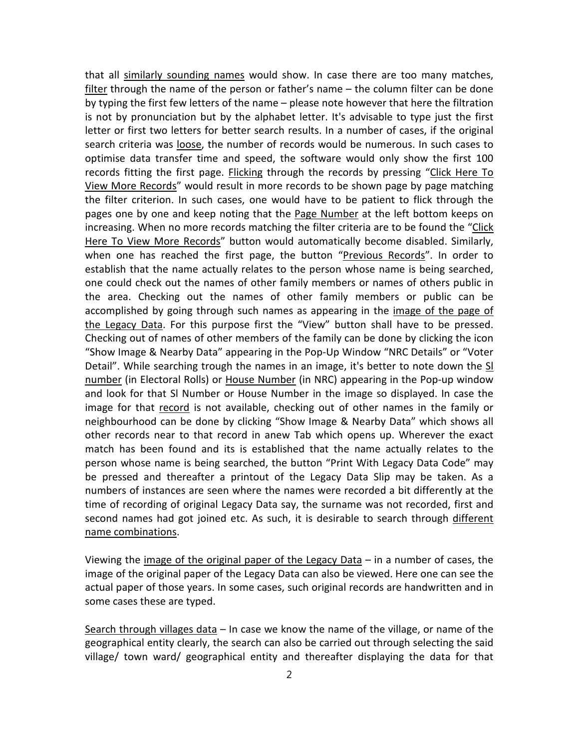that all similarly sounding names would show. In case there are too many matches, filter through the name of the person or father's name – the column filter can be done by typing the first few letters of the name – please note however that here the filtration is not by pronunciation but by the alphabet letter. It's advisable to type just the first letter or first two letters for better search results. In a number of cases, if the original search criteria was loose, the number of records would be numerous. In such cases to optimise data transfer time and speed, the software would only show the first 100 records fitting the first page. Flicking through the records by pressing "Click Here To View More Records" would result in more records to be shown page by page matching the filter criterion. In such cases, one would have to be patient to flick through the pages one by one and keep noting that the Page Number at the left bottom keeps on increasing. When no more records matching the filter criteria are to be found the "Click Here To View More Records" button would automatically become disabled. Similarly, when one has reached the first page, the button "Previous Records". In order to establish that the name actually relates to the person whose name is being searched, one could check out the names of other family members or names of others public in the area. Checking out the names of other family members or public can be accomplished by going through such names as appearing in the image of the page of the Legacy Data. For this purpose first the "View" button shall have to be pressed. Checking out of names of other members of the family can be done by clicking the icon "Show Image & Nearby Data" appearing in the Pop-Up Window "NRC Details" or "Voter Detail". While searching trough the names in an image, it's better to note down the Sl number (in Electoral Rolls) or House Number (in NRC) appearing in the Pop-up window and look for that Sl Number or House Number in the image so displayed. In case the image for that record is not available, checking out of other names in the family or neighbourhood can be done by clicking "Show Image & Nearby Data" which shows all other records near to that record in anew Tab which opens up. Wherever the exact match has been found and its is established that the name actually relates to the person whose name is being searched, the button "Print With Legacy Data Code" may be pressed and thereafter a printout of the Legacy Data Slip may be taken. As a numbers of instances are seen where the names were recorded a bit differently at the time of recording of original Legacy Data say, the surname was not recorded, first and second names had got joined etc. As such, it is desirable to search through different name combinations.

Viewing the image of the original paper of the Legacy Data – in a number of cases, the image of the original paper of the Legacy Data can also be viewed. Here one can see the actual paper of those years. In some cases, such original records are handwritten and in some cases these are typed.

Search through villages data – In case we know the name of the village, or name of the geographical entity clearly, the search can also be carried out through selecting the said village/ town ward/ geographical entity and thereafter displaying the data for that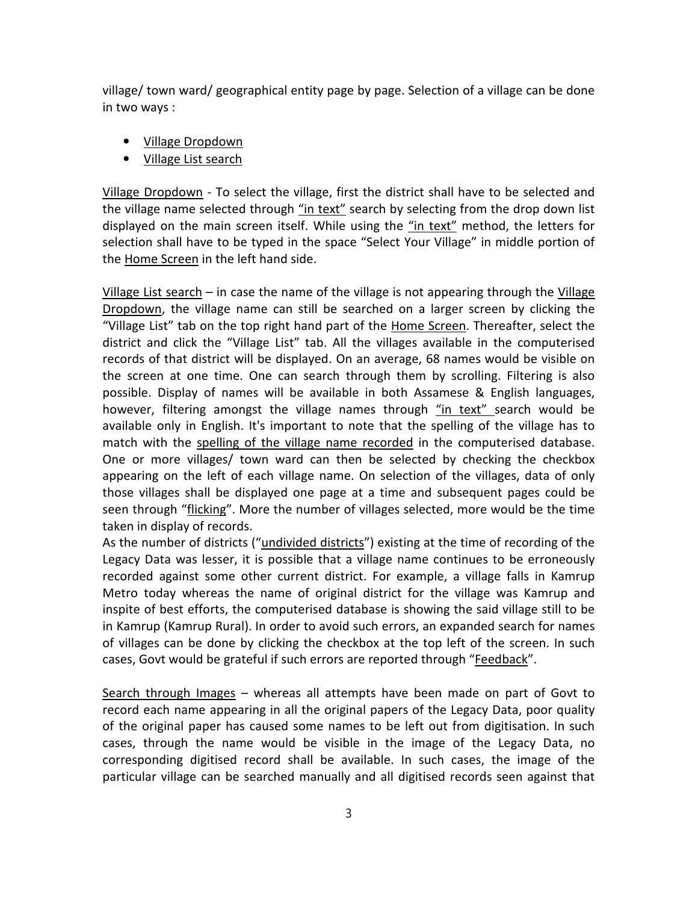village/ town ward/ geographical entity page by page. Selection of a village can be done in two ways :

- Village Dropdown
- Village List search

Village Dropdown - To select the village, first the district shall have to be selected and the village name selected through "in text" search by selecting from the drop down list displayed on the main screen itself. While using the "in text" method, the letters for selection shall have to be typed in the space "Select Your Village" in middle portion of the Home Screen in the left hand side.

Village List search – in case the name of the village is not appearing through the Village Dropdown, the village name can still be searched on a larger screen by clicking the "Village List" tab on the top right hand part of the Home Screen. Thereafter, select the district and click the "Village List" tab. All the villages available in the computerised records of that district will be displayed. On an average, 68 names would be visible on the screen at one time. One can search through them by scrolling. Filtering is also possible. Display of names will be available in both Assamese & English languages, however, filtering amongst the village names through "in text" search would be available only in English. It's important to note that the spelling of the village has to match with the spelling of the village name recorded in the computerised database. One or more villages/ town ward can then be selected by checking the checkbox appearing on the left of each village name. On selection of the villages, data of only those villages shall be displayed one page at a time and subsequent pages could be seen through "flicking". More the number of villages selected, more would be the time taken in display of records.

As the number of districts ("undivided districts") existing at the time of recording of the Legacy Data was lesser, it is possible that a village name continues to be erroneously recorded against some other current district. For example, a village falls in Kamrup Metro today whereas the name of original district for the village was Kamrup and inspite of best efforts, the computerised database is showing the said village still to be in Kamrup (Kamrup Rural). In order to avoid such errors, an expanded search for names of villages can be done by clicking the checkbox at the top left of the screen. In such cases, Govt would be grateful if such errors are reported through "Feedback".

Search through Images – whereas all attempts have been made on part of Govt to record each name appearing in all the original papers of the Legacy Data, poor quality of the original paper has caused some names to be left out from digitisation. In such cases, through the name would be visible in the image of the Legacy Data, no corresponding digitised record shall be available. In such cases, the image of the particular village can be searched manually and all digitised records seen against that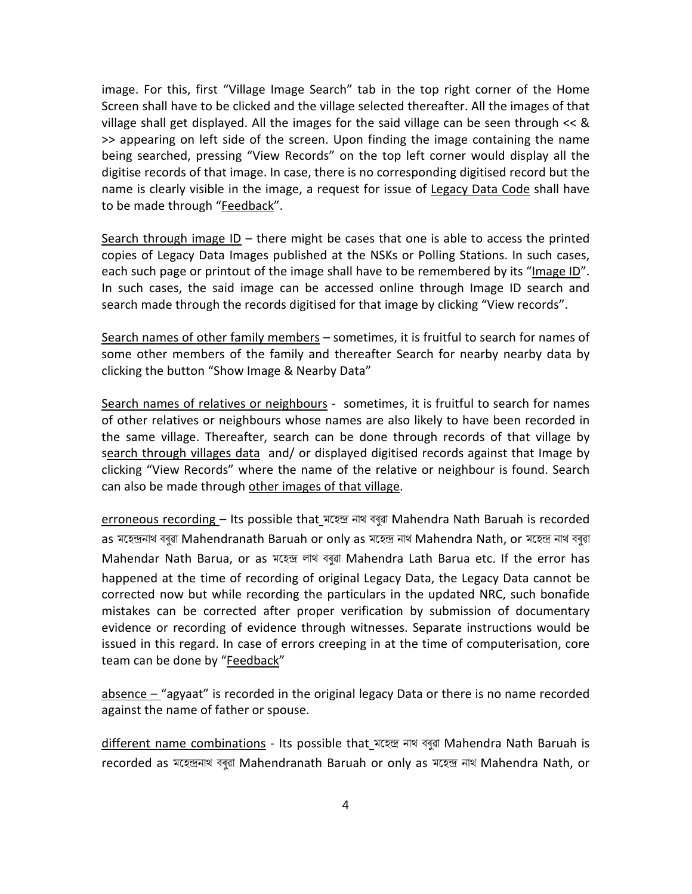image. For this, first "Village Image Search" tab in the top right corner of the Home Screen shall have to be clicked and the village selected thereafter. All the images of that village shall get displayed. All the images for the said village can be seen through << & >> appearing on left side of the screen. Upon finding the image containing the name being searched, pressing "View Records" on the top left corner would display all the digitise records of that image. In case, there is no corresponding digitised record but the name is clearly visible in the image, a request for issue of <u>Legacy Data Code</u> shall have to be made through "<u>Feedback</u>".

<u>Search through image ID</u> – there might be cases that one is able to access the printed copies of Legacy Data Images published at the NSKs or Polling Stations. In such cases, each such page or printout of the image shall have to be remembered by its "<u>Image ID</u>". In such cases, the said image can be accessed online through Image ID search and search made through the records digitised for that image by clicking "View records".

<u>Search names of other family members</u> – sometimes, it is fruitful to search for names of some other members of the family and thereafter Search for nearby nearby data by clicking the button "Show Image & Nearby Data"

<u>Search names of relatives or neighbours</u> - sometimes, it is fruitful to search for names of other relatives or neighbours whose names are also likely to have been recorded in the same village. Thereafter, search can be done through records of that village by <u>search through villages data</u> and/ or displayed digitised records against that Image by clicking "View Records" where the name of the relative or neighbour is found. Search can also be made through <u>other images of that village</u>.

<u>erroneous recording</u> – Its possible that মহেন্দ্ৰ নাথ বৰুৱা Mahendra Nath Baruah is recorded as মহেন্দ্ৰনাথ বৰুৱা Mahendranath Baruah or only as মহেন্দ্ৰ নাথ Mahendra Nath, or মহেন্দ্ৰ নাথ বৰুৱা Mahendar Nath Barua, or as মহেন্দ্ৰ লাথ বৰুৱা Mahendra Lath Barua etc. If the error has happened at the time of recording of original Legacy Data, the Legacy Data cannot be corrected now but while recording the particulars in the updated NRC, such bonafide mistakes can be corrected after proper verification by submission of documentary evidence or recording of evidence through witnesses. Separate instructions would be issued in this regard. In case of errors creeping in at the time of computerisation, core team can be done by "<u>Feedback</u>"

<u>absence</u> – "agyaat" is recorded in the original legacy Data or there is no name recorded against the name of father or spouse.

<u>different name combinations</u> - Its possible that মহেন্দ্ৰ নাথ বৰুৱা Mahendra Nath Baruah is recorded as মহেন্দ্ৰনাথ বৰুৱা Mahendranath Baruah or only as মহেন্দ্ৰ নাথ Mahendra Nath, or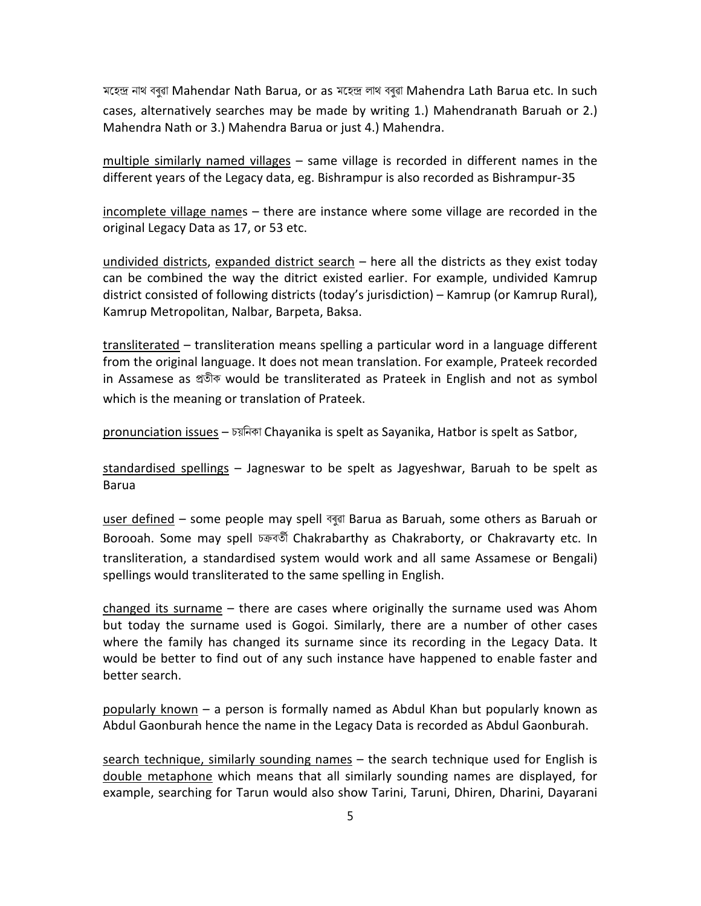মহেন্দ্র নাথ বৰুৱা Mahendar Nath Barua, or as মহেন্দ্র লাথ বৰুৱা Mahendra Lath Barua etc. In such cases, alternatively searches may be made by writing 1.) Mahendranath Baruah or 2.) Mahendra Nath or 3.) Mahendra Barua or just 4.) Mahendra.

<u>multiple similarly named villages</u> – same village is recorded in different names in the different years of the Legacy data, eg. Bishrampur is also recorded as Bishrampur-35

<u>incomplete village names</u> – there are instance where some village are recorded in the original Legacy Data as 17, or 53 etc.

<u>undivided districts</u>, <u>expanded district search</u> – here all the districts as they exist today can be combined the way the ditrict existed earlier. For example, undivided Kamrup district consisted of following districts (today's jurisdiction) – Kamrup (or Kamrup Rural), Kamrup Metropolitan, Nalbar, Barpeta, Baksa.

<u>transliterated</u> – transliteration means spelling a particular word in a language different from the original language. It does not mean translation. For example, Prateek recorded in Assamese as প্ৰতীক would be transliterated as Prateek in English and not as symbol which is the meaning or translation of Prateek.

<u>pronunciation issues</u> – চয়নিকা Chayanika is spelt as Sayanika, Hatbor is spelt as Satbor,

<u>standardised spellings</u> – Jagneswar to be spelt as Jagyeshwar, Baruah to be spelt as Barua

<u>user defined</u> – some people may spell বৰুৱা Barua as Baruah, some others as Baruah or Borooah. Some may spell চক্ৰবৰ্তী Chakrabarthy as Chakraborty, or Chakravarty etc. In transliteration, a standardised system would work and all same Assamese or Bengali) spellings would transliterated to the same spelling in English.

<u>changed its surname</u> – there are cases where originally the surname used was Ahom but today the surname used is Gogoi. Similarly, there are a number of other cases where the family has changed its surname since its recording in the Legacy Data. It would be better to find out of any such instance have happened to enable faster and better search.

<u>popularly known</u> – a person is formally named as Abdul Khan but popularly known as Abdul Gaonburah hence the name in the Legacy Data is recorded as Abdul Gaonburah.

<u>search technique, similarly sounding names</u> – the search technique used for English is <u>double metaphone</u> which means that all similarly sounding names are displayed, for example, searching for Tarun would also show Tarini, Taruni, Dhiren, Dharini, Dayarani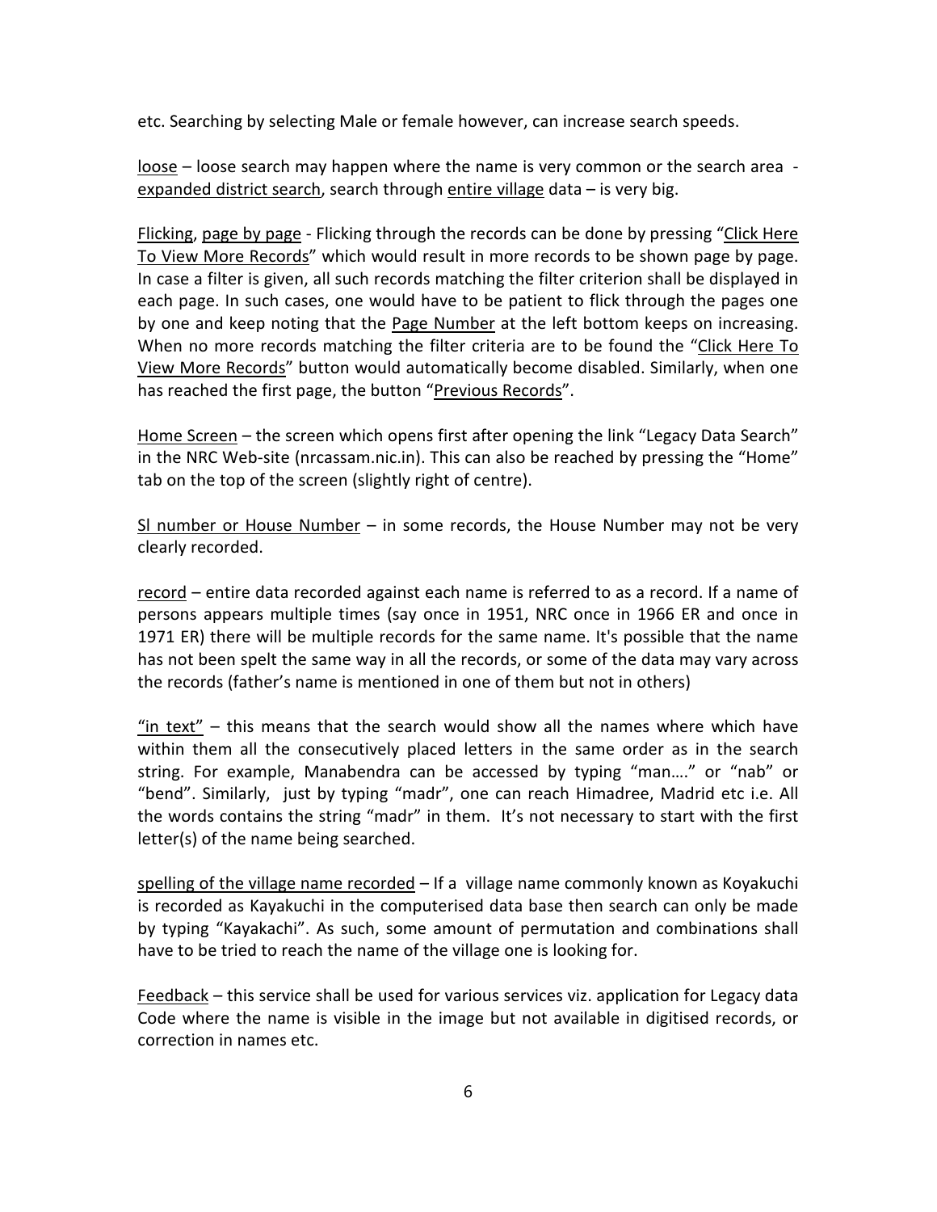etc. Searching by selecting Male or female however, can increase search speeds.

<u>loose</u> – loose search may happen where the name is very common or the search area - <u>expanded district search</u>, search through <u>entire village</u> data – is very big.

<u>Flicking</u>, <u>page by page</u> - Flicking through the records can be done by pressing "<u>Click Here To View More Records</u>" which would result in more records to be shown page by page. In case a filter is given, all such records matching the filter criterion shall be displayed in each page. In such cases, one would have to be patient to flick through the pages one by one and keep noting that the <u>Page Number</u> at the left bottom keeps on increasing. When no more records matching the filter criteria are to be found the "<u>Click Here To View More Records</u>" button would automatically become disabled. Similarly, when one has reached the first page, the button "<u>Previous Records</u>".

<u>Home Screen</u> – the screen which opens first after opening the link "Legacy Data Search" in the NRC Web-site (nrcassam.nic.in). This can also be reached by pressing the "Home" tab on the top of the screen (slightly right of centre).

<u>Sl number or House Number</u> – in some records, the House Number may not be very clearly recorded.

<u>record</u> – entire data recorded against each name is referred to as a record. If a name of persons appears multiple times (say once in 1951, NRC once in 1966 ER and once in 1971 ER) there will be multiple records for the same name. It's possible that the name has not been spelt the same way in all the records, or some of the data may vary across the records (father's name is mentioned in one of them but not in others)

<u>"in text"</u> – this means that the search would show all the names where which have within them all the consecutively placed letters in the same order as in the search string. For example, Manabendra can be accessed by typing "man…." or "nab" or "bend". Similarly, just by typing "madr", one can reach Himadree, Madrid etc i.e. All the words contains the string "madr" in them. It's not necessary to start with the first letter(s) of the name being searched.

<u>spelling of the village name recorded</u> – If a village name commonly known as Koyakuchi is recorded as Kayakuchi in the computerised data base then search can only be made by typing "Kayakachi". As such, some amount of permutation and combinations shall have to be tried to reach the name of the village one is looking for.

<u>Feedback</u> – this service shall be used for various services viz. application for Legacy data Code where the name is visible in the image but not available in digitised records, or correction in names etc.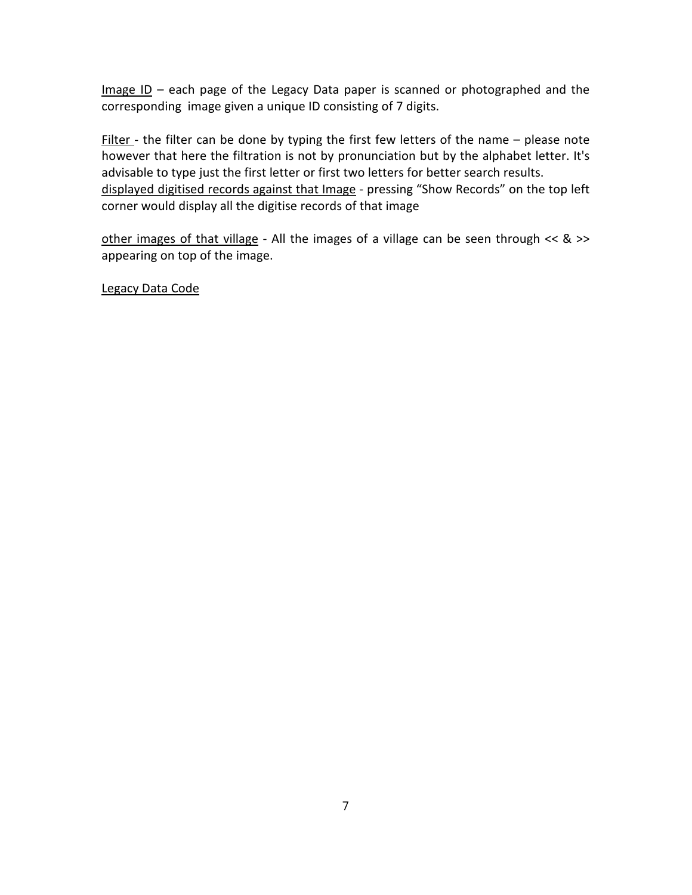<u>Image ID</u> – each page of the Legacy Data paper is scanned or photographed and the corresponding image given a unique ID consisting of 7 digits.

<u>Filter</u> - the filter can be done by typing the first few letters of the name – please note however that here the filtration is not by pronunciation but by the alphabet letter. It's advisable to type just the first letter or first two letters for better search results.
<u>displayed digitised records against that Image</u> - pressing "Show Records" on the top left corner would display all the digitise records of that image

<u>other images of that village</u> - All the images of a village can be seen through << & >> appearing on top of the image.

<u>Legacy Data Code</u>